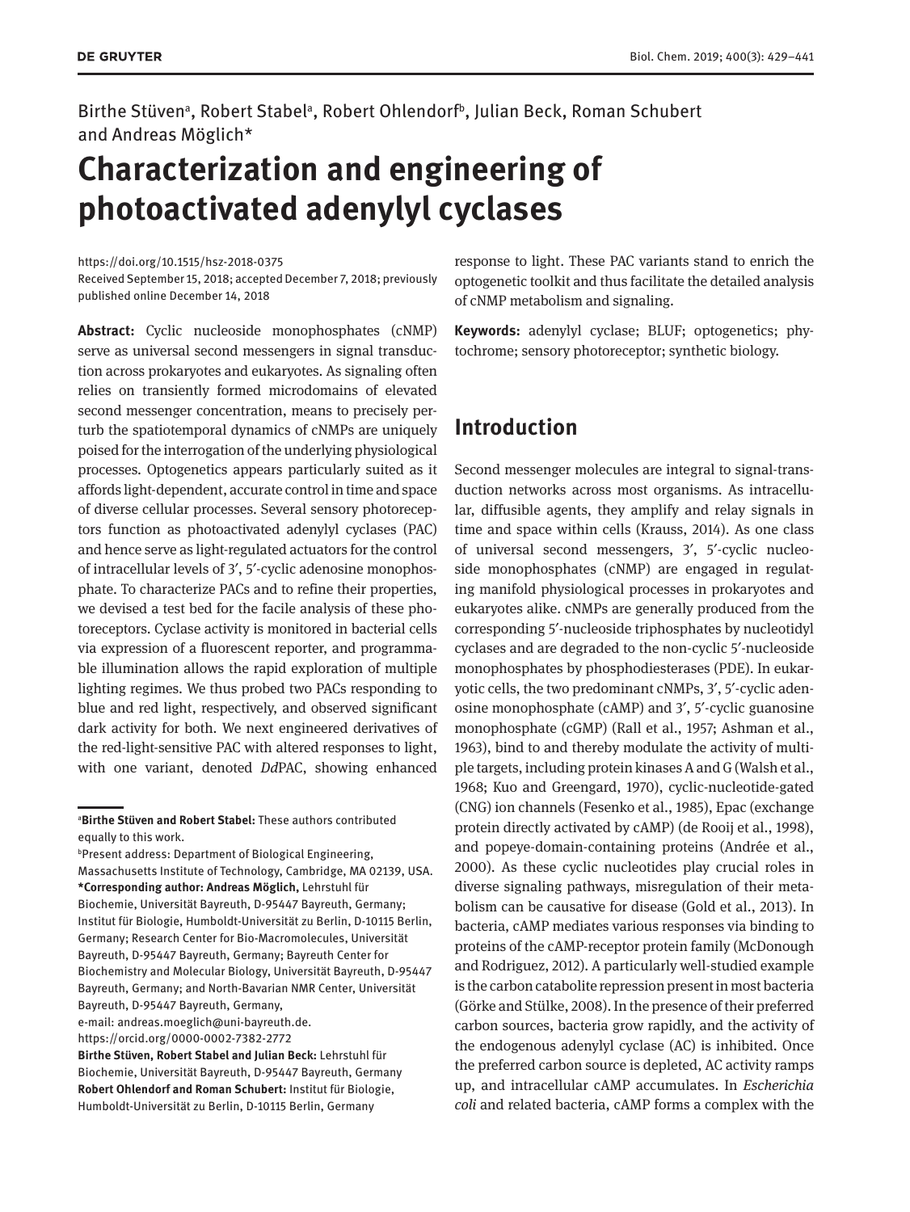Birthe Stüven[a], Robert Stabel[a], Robert Ohlendorf[b], Julian Beck, Roman Schubert and Andreas Möglich*

# Characterization and engineering of photoactivated adenylyl cyclases

https://doi.org/10.1515/hsz-2018-0375
Received September 15, 2018; accepted December 7, 2018; previously published online December 14, 2018

**Abstract:** Cyclic nucleoside monophosphates (cNMP) serve as universal second messengers in signal transduction across prokaryotes and eukaryotes. As signaling often relies on transiently formed microdomains of elevated second messenger concentration, means to precisely perturb the spatiotemporal dynamics of cNMPs are uniquely poised for the interrogation of the underlying physiological processes. Optogenetics appears particularly suited as it affords light-dependent, accurate control in time and space of diverse cellular processes. Several sensory photoreceptors function as photoactivated adenylyl cyclases (PAC) and hence serve as light-regulated actuators for the control of intracellular levels of 3′, 5′-cyclic adenosine monophosphate. To characterize PACs and to refine their properties, we devised a test bed for the facile analysis of these photoreceptors. Cyclase activity is monitored in bacterial cells via expression of a fluorescent reporter, and programmable illumination allows the rapid exploration of multiple lighting regimes. We thus probed two PACs responding to blue and red light, respectively, and observed significant dark activity for both. We next engineered derivatives of the red-light-sensitive PAC with altered responses to light, with one variant, denoted *Dd*PAC, showing enhanced response to light. These PAC variants stand to enrich the optogenetic toolkit and thus facilitate the detailed analysis of cNMP metabolism and signaling.

**Keywords:** adenylyl cyclase; BLUF; optogenetics; phytochrome; sensory photoreceptor; synthetic biology.

[a]**Birthe Stüven and Robert Stabel:** These authors contributed equally to this work.
[b]Present address: Department of Biological Engineering, Massachusetts Institute of Technology, Cambridge, MA 02139, USA.
***Corresponding author: Andreas Möglich,** Lehrstuhl für Biochemie, Universität Bayreuth, D-95447 Bayreuth, Germany; Institut für Biologie, Humboldt-Universität zu Berlin, D-10115 Berlin, Germany; Research Center for Bio-Macromolecules, Universität Bayreuth, D-95447 Bayreuth, Germany; Bayreuth Center for Biochemistry and Molecular Biology, Universität Bayreuth, D-95447 Bayreuth, Germany; and North-Bavarian NMR Center, Universität Bayreuth, D-95447 Bayreuth, Germany,
e-mail: andreas.moeglich@uni-bayreuth.de.
https://orcid.org/0000-0002-7382-2772
**Birthe Stüven, Robert Stabel and Julian Beck:** Lehrstuhl für Biochemie, Universität Bayreuth, D-95447 Bayreuth, Germany
**Robert Ohlendorf and Roman Schubert:** Institut für Biologie, Humboldt-Universität zu Berlin, D-10115 Berlin, Germany

## Introduction

Second messenger molecules are integral to signal-transduction networks across most organisms. As intracellular, diffusible agents, they amplify and relay signals in time and space within cells (Krauss, 2014). As one class of universal second messengers, 3′, 5′-cyclic nucleoside monophosphates (cNMP) are engaged in regulating manifold physiological processes in prokaryotes and eukaryotes alike. cNMPs are generally produced from the corresponding 5′-nucleoside triphosphates by nucleotidyl cyclases and are degraded to the non-cyclic 5′-nucleoside monophosphates by phosphodiesterases (PDE). In eukaryotic cells, the two predominant cNMPs, 3′, 5′-cyclic adenosine monophosphate (cAMP) and 3′, 5′-cyclic guanosine monophosphate (cGMP) (Rall et al., 1957; Ashman et al., 1963), bind to and thereby modulate the activity of multiple targets, including protein kinases A and G (Walsh et al., 1968; Kuo and Greengard, 1970), cyclic-nucleotide-gated (CNG) ion channels (Fesenko et al., 1985), Epac (exchange protein directly activated by cAMP) (de Rooij et al., 1998), and popeye-domain-containing proteins (Andrée et al., 2000). As these cyclic nucleotides play crucial roles in diverse signaling pathways, misregulation of their metabolism can be causative for disease (Gold et al., 2013). In bacteria, cAMP mediates various responses via binding to proteins of the cAMP-receptor protein family (McDonough and Rodriguez, 2012). A particularly well-studied example is the carbon catabolite repression present in most bacteria (Görke and Stülke, 2008). In the presence of their preferred carbon sources, bacteria grow rapidly, and the activity of the endogenous adenylyl cyclase (AC) is inhibited. Once the preferred carbon source is depleted, AC activity ramps up, and intracellular cAMP accumulates. In *Escherichia coli* and related bacteria, cAMP forms a complex with the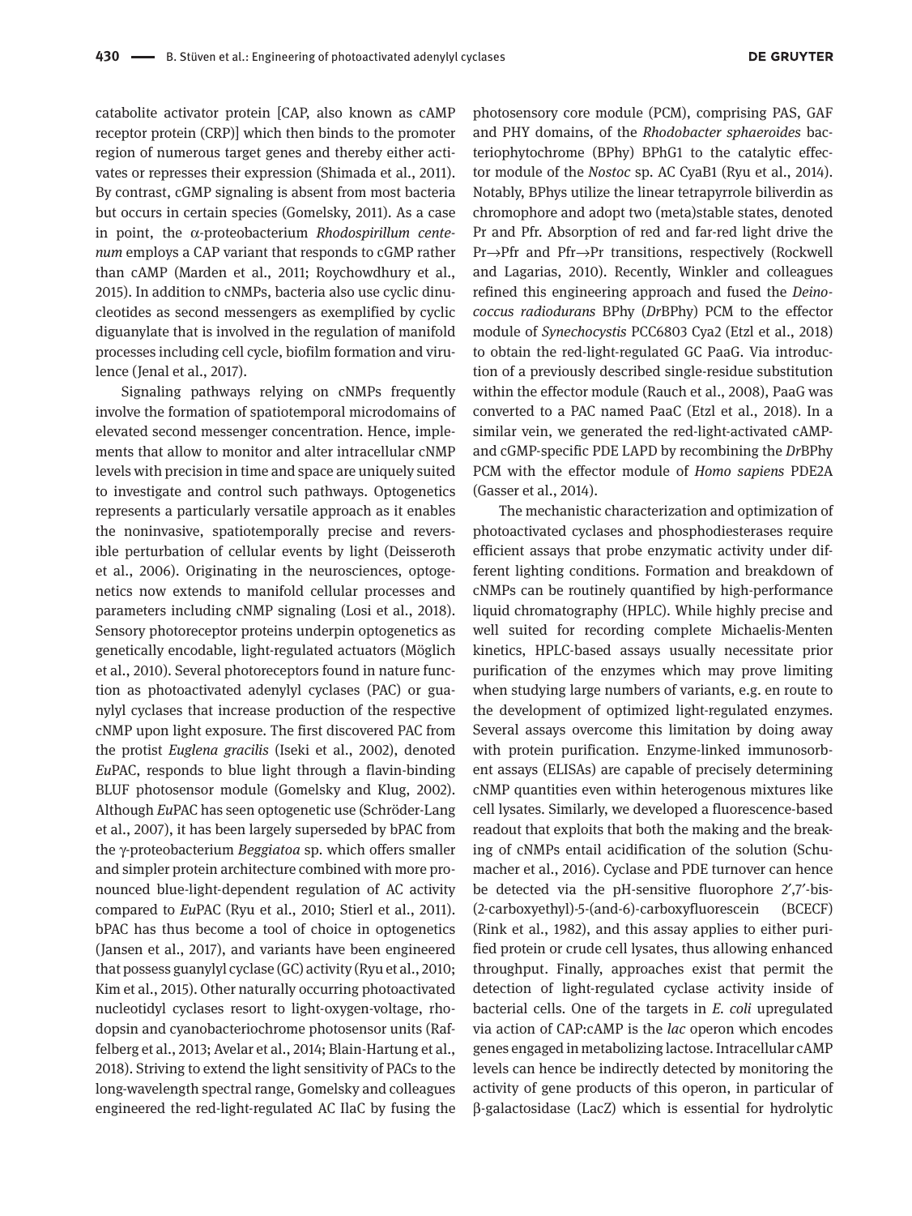catabolite activator protein [CAP, also known as cAMP receptor protein (CRP)] which then binds to the promoter region of numerous target genes and thereby either activates or represses their expression (Shimada et al., 2011). By contrast, cGMP signaling is absent from most bacteria but occurs in certain species (Gomelsky, 2011). As a case in point, the α-proteobacterium *Rhodospirillum centenum* employs a CAP variant that responds to cGMP rather than cAMP (Marden et al., 2011; Roychowdhury et al., 2015). In addition to cNMPs, bacteria also use cyclic dinucleotides as second messengers as exemplified by cyclic diguanylate that is involved in the regulation of manifold processes including cell cycle, biofilm formation and virulence (Jenal et al., 2017).

Signaling pathways relying on cNMPs frequently involve the formation of spatiotemporal microdomains of elevated second messenger concentration. Hence, implements that allow to monitor and alter intracellular cNMP levels with precision in time and space are uniquely suited to investigate and control such pathways. Optogenetics represents a particularly versatile approach as it enables the noninvasive, spatiotemporally precise and reversible perturbation of cellular events by light (Deisseroth et al., 2006). Originating in the neurosciences, optogenetics now extends to manifold cellular processes and parameters including cNMP signaling (Losi et al., 2018). Sensory photoreceptor proteins underpin optogenetics as genetically encodable, light-regulated actuators (Möglich et al., 2010). Several photoreceptors found in nature function as photoactivated adenylyl cyclases (PAC) or guanylyl cyclases that increase production of the respective cNMP upon light exposure. The first discovered PAC from the protist *Euglena gracilis* (Iseki et al., 2002), denoted *Eu*PAC, responds to blue light through a flavin-binding BLUF photosensor module (Gomelsky and Klug, 2002). Although *Eu*PAC has seen optogenetic use (Schröder-Lang et al., 2007), it has been largely superseded by bPAC from the γ-proteobacterium *Beggiatoa* sp. which offers smaller and simpler protein architecture combined with more pronounced blue-light-dependent regulation of AC activity compared to *Eu*PAC (Ryu et al., 2010; Stierl et al., 2011). bPAC has thus become a tool of choice in optogenetics (Jansen et al., 2017), and variants have been engineered that possess guanylyl cyclase (GC) activity (Ryu et al., 2010; Kim et al., 2015). Other naturally occurring photoactivated nucleotidyl cyclases resort to light-oxygen-voltage, rhodopsin and cyanobacteriochrome photosensor units (Raffelberg et al., 2013; Avelar et al., 2014; Blain-Hartung et al., 2018). Striving to extend the light sensitivity of PACs to the long-wavelength spectral range, Gomelsky and colleagues engineered the red-light-regulated AC IlaC by fusing the photosensory core module (PCM), comprising PAS, GAF and PHY domains, of the *Rhodobacter sphaeroides* bacteriophytochrome (BPhy) BPhG1 to the catalytic effector module of the *Nostoc* sp. AC CyaB1 (Ryu et al., 2014). Notably, BPhys utilize the linear tetrapyrrole biliverdin as chromophore and adopt two (meta)stable states, denoted Pr and Pfr. Absorption of red and far-red light drive the Pr→Pfr and Pfr→Pr transitions, respectively (Rockwell and Lagarias, 2010). Recently, Winkler and colleagues refined this engineering approach and fused the *Deinococcus radiodurans* BPhy (*Dr*BPhy) PCM to the effector module of *Synechocystis* PCC6803 Cya2 (Etzl et al., 2018) to obtain the red-light-regulated GC PaaG. Via introduction of a previously described single-residue substitution within the effector module (Rauch et al., 2008), PaaG was converted to a PAC named PaaC (Etzl et al., 2018). In a similar vein, we generated the red-light-activated cAMP- and cGMP-specific PDE LAPD by recombining the *Dr*BPhy PCM with the effector module of *Homo sapiens* PDE2A (Gasser et al., 2014).

The mechanistic characterization and optimization of photoactivated cyclases and phosphodiesterases require efficient assays that probe enzymatic activity under different lighting conditions. Formation and breakdown of cNMPs can be routinely quantified by high-performance liquid chromatography (HPLC). While highly precise and well suited for recording complete Michaelis-Menten kinetics, HPLC-based assays usually necessitate prior purification of the enzymes which may prove limiting when studying large numbers of variants, e.g. en route to the development of optimized light-regulated enzymes. Several assays overcome this limitation by doing away with protein purification. Enzyme-linked immunosorbent assays (ELISAs) are capable of precisely determining cNMP quantities even within heterogenous mixtures like cell lysates. Similarly, we developed a fluorescence-based readout that exploits that both the making and the breaking of cNMPs entail acidification of the solution (Schumacher et al., 2016). Cyclase and PDE turnover can hence be detected via the pH-sensitive fluorophore 2′,7′-bis-(2-carboxyethyl)-5-(and-6)-carboxyfluorescein (BCECF) (Rink et al., 1982), and this assay applies to either purified protein or crude cell lysates, thus allowing enhanced throughput. Finally, approaches exist that permit the detection of light-regulated cyclase activity inside of bacterial cells. One of the targets in *E. coli* upregulated via action of CAP:cAMP is the *lac* operon which encodes genes engaged in metabolizing lactose. Intracellular cAMP levels can hence be indirectly detected by monitoring the activity of gene products of this operon, in particular of β-galactosidase (LacZ) which is essential for hydrolytic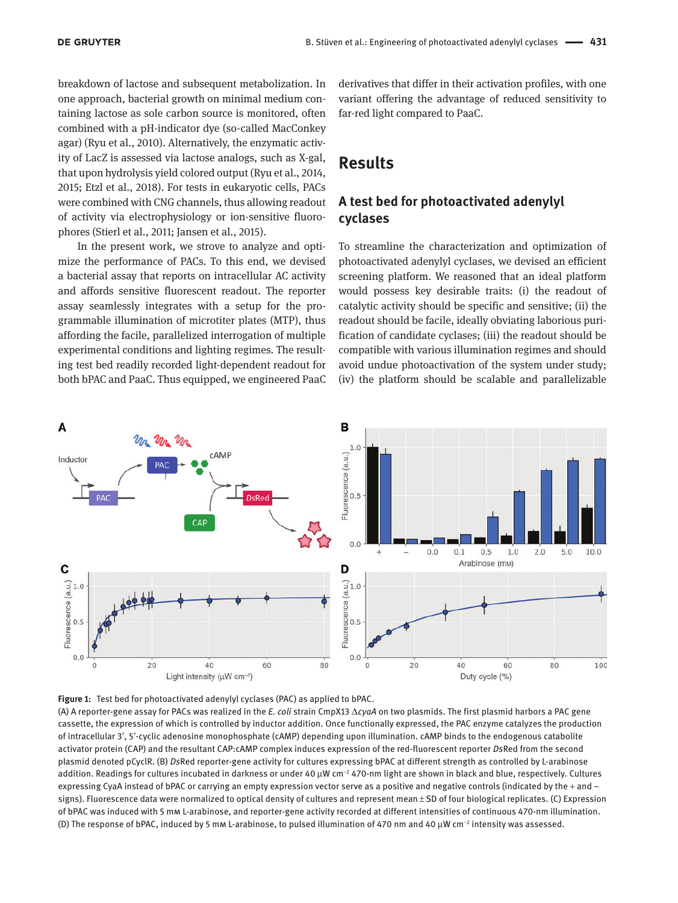breakdown of lactose and subsequent metabolization. In one approach, bacterial growth on minimal medium containing lactose as sole carbon source is monitored, often combined with a pH-indicator dye (so-called MacConkey agar) (Ryu et al., 2010). Alternatively, the enzymatic activity of LacZ is assessed via lactose analogs, such as X-gal, that upon hydrolysis yield colored output (Ryu et al., 2014, 2015; Etzl et al., 2018). For tests in eukaryotic cells, PACs were combined with CNG channels, thus allowing readout of activity via electrophysiology or ion-sensitive fluorophores (Stierl et al., 2011; Jansen et al., 2015).

In the present work, we strove to analyze and optimize the performance of PACs. To this end, we devised a bacterial assay that reports on intracellular AC activity and affords sensitive fluorescent readout. The reporter assay seamlessly integrates with a setup for the programmable illumination of microtiter plates (MTP), thus affording the facile, parallelized interrogation of multiple experimental conditions and lighting regimes. The resulting test bed readily recorded light-dependent readout for both bPAC and PaaC. Thus equipped, we engineered PaaC derivatives that differ in their activation profiles, with one variant offering the advantage of reduced sensitivity to far-red light compared to PaaC.

# Results

## A test bed for photoactivated adenylyl cyclases

To streamline the characterization and optimization of photoactivated adenylyl cyclases, we devised an efficient screening platform. We reasoned that an ideal platform would possess key desirable traits: (i) the readout of catalytic activity should be specific and sensitive; (ii) the readout should be facile, ideally obviating laborious purification of candidate cyclases; (iii) the readout should be compatible with various illumination regimes and should avoid undue photoactivation of the system under study; (iv) the platform should be scalable and parallelizable

**Figure 1:** Test bed for photoactivated adenylyl cyclases (PAC) as applied to bPAC.
(A) A reporter-gene assay for PACs was realized in the *E. coli* strain CmpX13 Δ*cyaA* on two plasmids. The first plasmid harbors a PAC gene cassette, the expression of which is controlled by inductor addition. Once functionally expressed, the PAC enzyme catalyzes the production of intracellular 3′, 5′-cyclic adenosine monophosphate (cAMP) depending upon illumination. cAMP binds to the endogenous catabolite activator protein (CAP) and the resultant CAP:cAMP complex induces expression of the red-fluorescent reporter *Ds*Red from the second plasmid denoted pCyclR. (B) *Ds*Red reporter-gene activity for cultures expressing bPAC at different strength as controlled by L-arabinose addition. Readings for cultures incubated in darkness or under 40 μW cm$^{-2}$ 470-nm light are shown in black and blue, respectively. Cultures expressing CyaA instead of bPAC or carrying an empty expression vector serve as a positive and negative controls (indicated by the + and − signs). Fluorescence data were normalized to optical density of cultures and represent mean ± SD of four biological replicates. (C) Expression of bPAC was induced with 5 mM L-arabinose, and reporter-gene activity recorded at different intensities of continuous 470-nm illumination. (D) The response of bPAC, induced by 5 mM L-arabinose, to pulsed illumination of 470 nm and 40 μW cm$^{-2}$ intensity was assessed.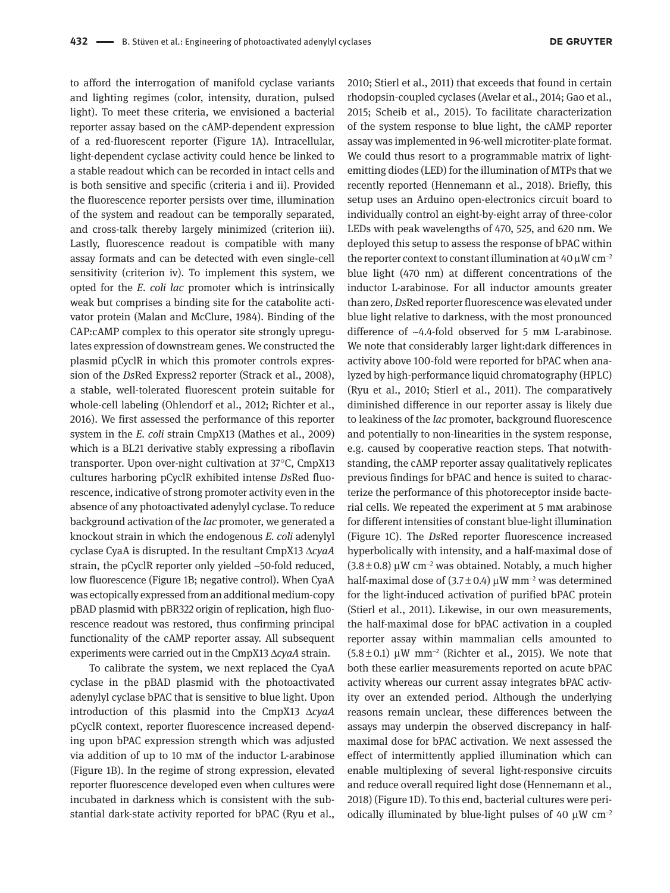to afford the interrogation of manifold cyclase variants and lighting regimes (color, intensity, duration, pulsed light). To meet these criteria, we envisioned a bacterial reporter assay based on the cAMP-dependent expression of a red-fluorescent reporter (Figure 1A). Intracellular, light-dependent cyclase activity could hence be linked to a stable readout which can be recorded in intact cells and is both sensitive and specific (criteria i and ii). Provided the fluorescence reporter persists over time, illumination of the system and readout can be temporally separated, and cross-talk thereby largely minimized (criterion iii). Lastly, fluorescence readout is compatible with many assay formats and can be detected with even single-cell sensitivity (criterion iv). To implement this system, we opted for the *E. coli lac* promoter which is intrinsically weak but comprises a binding site for the catabolite activator protein (Malan and McClure, 1984). Binding of the CAP:cAMP complex to this operator site strongly upregulates expression of downstream genes. We constructed the plasmid pCyclR in which this promoter controls expression of the *Ds*Red Express2 reporter (Strack et al., 2008), a stable, well-tolerated fluorescent protein suitable for whole-cell labeling (Ohlendorf et al., 2012; Richter et al., 2016). We first assessed the performance of this reporter system in the *E. coli* strain CmpX13 (Mathes et al., 2009) which is a BL21 derivative stably expressing a riboflavin transporter. Upon over-night cultivation at 37°C, CmpX13 cultures harboring pCyclR exhibited intense *Ds*Red fluorescence, indicative of strong promoter activity even in the absence of any photoactivated adenylyl cyclase. To reduce background activation of the *lac* promoter, we generated a knockout strain in which the endogenous *E. coli* adenylyl cyclase CyaA is disrupted. In the resultant CmpX13 Δ*cyaA* strain, the pCyclR reporter only yielded ~50-fold reduced, low fluorescence (Figure 1B; negative control). When CyaA was ectopically expressed from an additional medium-copy pBAD plasmid with pBR322 origin of replication, high fluorescence readout was restored, thus confirming principal functionality of the cAMP reporter assay. All subsequent experiments were carried out in the CmpX13 Δ*cyaA* strain.

To calibrate the system, we next replaced the CyaA cyclase in the pBAD plasmid with the photoactivated adenylyl cyclase bPAC that is sensitive to blue light. Upon introduction of this plasmid into the CmpX13 Δ*cyaA* pCyclR context, reporter fluorescence increased depending upon bPAC expression strength which was adjusted via addition of up to 10 mM of the inductor L-arabinose (Figure 1B). In the regime of strong expression, elevated reporter fluorescence developed even when cultures were incubated in darkness which is consistent with the substantial dark-state activity reported for bPAC (Ryu et al., 2010; Stierl et al., 2011) that exceeds that found in certain rhodopsin-coupled cyclases (Avelar et al., 2014; Gao et al., 2015; Scheib et al., 2015). To facilitate characterization of the system response to blue light, the cAMP reporter assay was implemented in 96-well microtiter-plate format. We could thus resort to a programmable matrix of light-emitting diodes (LED) for the illumination of MTPs that we recently reported (Hennemann et al., 2018). Briefly, this setup uses an Arduino open-electronics circuit board to individually control an eight-by-eight array of three-color LEDs with peak wavelengths of 470, 525, and 620 nm. We deployed this setup to assess the response of bPAC within the reporter context to constant illumination at 40 μW $cm^{-2}$ blue light (470 nm) at different concentrations of the inductor L-arabinose. For all inductor amounts greater than zero, *Ds*Red reporter fluorescence was elevated under blue light relative to darkness, with the most pronounced difference of ~4.4-fold observed for 5 mM L-arabinose. We note that considerably larger light:dark differences in activity above 100-fold were reported for bPAC when analyzed by high-performance liquid chromatography (HPLC) (Ryu et al., 2010; Stierl et al., 2011). The comparatively diminished difference in our reporter assay is likely due to leakiness of the *lac* promoter, background fluorescence and potentially to non-linearities in the system response, e.g. caused by cooperative reaction steps. That notwithstanding, the cAMP reporter assay qualitatively replicates previous findings for bPAC and hence is suited to characterize the performance of this photoreceptor inside bacterial cells. We repeated the experiment at 5 mM arabinose for different intensities of constant blue-light illumination (Figure 1C). The *Ds*Red reporter fluorescence increased hyperbolically with intensity, and a half-maximal dose of $(3.8 \pm 0.8)$ μW $cm^{-2}$ was obtained. Notably, a much higher half-maximal dose of $(3.7 \pm 0.4)$ μW $mm^{-2}$ was determined for the light-induced activation of purified bPAC protein (Stierl et al., 2011). Likewise, in our own measurements, the half-maximal dose for bPAC activation in a coupled reporter assay within mammalian cells amounted to $(5.8 \pm 0.1)$ μW $mm^{-2}$ (Richter et al., 2015). We note that both these earlier measurements reported on acute bPAC activity whereas our current assay integrates bPAC activity over an extended period. Although the underlying reasons remain unclear, these differences between the assays may underpin the observed discrepancy in half-maximal dose for bPAC activation. We next assessed the effect of intermittently applied illumination which can enable multiplexing of several light-responsive circuits and reduce overall required light dose (Hennemann et al., 2018) (Figure 1D). To this end, bacterial cultures were periodically illuminated by blue-light pulses of 40 μW $cm^{-2}$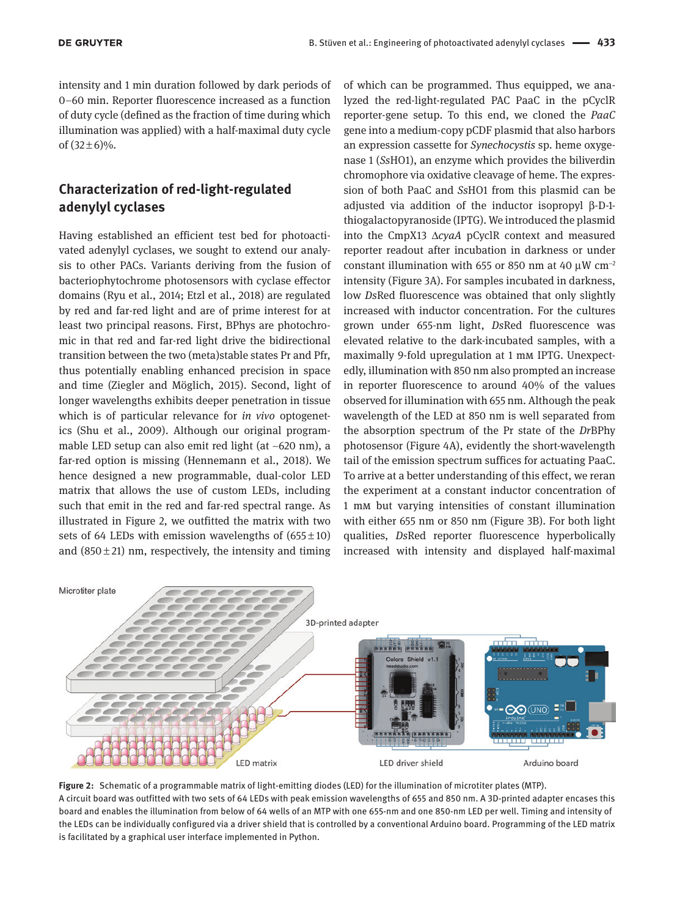intensity and 1 min duration followed by dark periods of 0–60 min. Reporter fluorescence increased as a function of duty cycle (defined as the fraction of time during which illumination was applied) with a half-maximal duty cycle of (32±6)%.

## Characterization of red-light-regulated adenylyl cyclases

Having established an efficient test bed for photoactivated adenylyl cyclases, we sought to extend our analysis to other PACs. Variants deriving from the fusion of bacteriophytochrome photosensors with cyclase effector domains (Ryu et al., 2014; Etzl et al., 2018) are regulated by red and far-red light and are of prime interest for at least two principal reasons. First, BPhys are photochromic in that red and far-red light drive the bidirectional transition between the two (meta)stable states Pr and Pfr, thus potentially enabling enhanced precision in space and time (Ziegler and Möglich, 2015). Second, light of longer wavelengths exhibits deeper penetration in tissue which is of particular relevance for *in vivo* optogenetics (Shu et al., 2009). Although our original programmable LED setup can also emit red light (at ~620 nm), a far-red option is missing (Hennemann et al., 2018). We hence designed a new programmable, dual-color LED matrix that allows the use of custom LEDs, including such that emit in the red and far-red spectral range. As illustrated in Figure 2, we outfitted the matrix with two sets of 64 LEDs with emission wavelengths of (655±10) and (850±21) nm, respectively, the intensity and timing of which can be programmed. Thus equipped, we analyzed the red-light-regulated PAC PaaC in the pCyclR reporter-gene setup. To this end, we cloned the *PaaC* gene into a medium-copy pCDF plasmid that also harbors an expression cassette for *Synechocystis* sp. heme oxygenase 1 (*Ss*HO1), an enzyme which provides the biliverdin chromophore via oxidative cleavage of heme. The expression of both PaaC and *Ss*HO1 from this plasmid can be adjusted via addition of the inductor isopropyl β-D-1-thiogalactopyranoside (IPTG). We introduced the plasmid into the CmpX13 Δ*cyaA* pCyclR context and measured reporter readout after incubation in darkness or under constant illumination with 655 or 850 nm at 40 μW cm$^{-2}$ intensity (Figure 3A). For samples incubated in darkness, low *Ds*Red fluorescence was obtained that only slightly increased with inductor concentration. For the cultures grown under 655-nm light, *Ds*Red fluorescence was elevated relative to the dark-incubated samples, with a maximally 9-fold upregulation at 1 mM IPTG. Unexpectedly, illumination with 850 nm also prompted an increase in reporter fluorescence to around 40% of the values observed for illumination with 655 nm. Although the peak wavelength of the LED at 850 nm is well separated from the absorption spectrum of the Pr state of the *Dr*BPhy photosensor (Figure 4A), evidently the short-wavelength tail of the emission spectrum suffices for actuating PaaC. To arrive at a better understanding of this effect, we reran the experiment at a constant inductor concentration of 1 mM but varying intensities of constant illumination with either 655 nm or 850 nm (Figure 3B). For both light qualities, *Ds*Red reporter fluorescence hyperbolically increased with intensity and displayed half-maximal

**Figure 2:** Schematic of a programmable matrix of light-emitting diodes (LED) for the illumination of microtiter plates (MTP).
A circuit board was outfitted with two sets of 64 LEDs with peak emission wavelengths of 655 and 850 nm. A 3D-printed adapter encases this board and enables the illumination from below of 64 wells of an MTP with one 655-nm and one 850-nm LED per well. Timing and intensity of the LEDs can be individually configured via a driver shield that is controlled by a conventional Arduino board. Programming of the LED matrix is facilitated by a graphical user interface implemented in Python.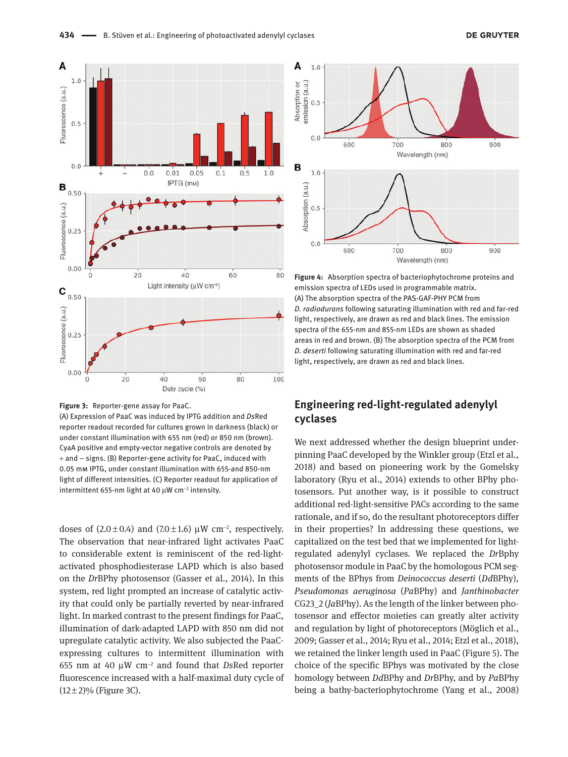**Figure 3:** Reporter-gene assay for PaaC.
(A) Expression of PaaC was induced by IPTG addition and *Ds*Red reporter readout recorded for cultures grown in darkness (black) or under constant illumination with 655 nm (red) or 850 nm (brown). CyaA positive and empty-vector negative controls are denoted by + and – signs. (B) Reporter-gene activity for PaaC, induced with 0.05 mM IPTG, under constant illumination with 655-nm and 850-nm light of different intensities. (C) Reporter readout for application of intermittent 655-nm light at 40 µW cm$^{-2}$ intensity.

doses of (2.0 ± 0.4) and (7.0 ± 1.6) µW cm$^{-2}$, respectively. The observation that near-infrared light activates PaaC to considerable extent is reminiscent of the red-light-activated phosphodiesterase LAPD which is also based on the *Dr*BPhy photosensor (Gasser et al., 2014). In this system, red light prompted an increase of catalytic activity that could only be partially reverted by near-infrared light. In marked contrast to the present findings for PaaC, illumination of dark-adapted LAPD with 850 nm did not upregulate catalytic activity. We also subjected the PaaC-expressing cultures to intermittent illumination with 655 nm at 40 µW cm$^{-2}$ and found that *Ds*Red reporter fluorescence increased with a half-maximal duty cycle of (12 ± 2)% (Figure 3C).

**Figure 4:** Absorption spectra of bacteriophytochrome proteins and emission spectra of LEDs used in programmable matrix.
(A) The absorption spectra of the PAS-GAF-PHY PCM from *D. radiodurans* following saturating illumination with red and far-red light, respectively, are drawn as red and black lines. The emission spectra of the 655-nm and 855-nm LEDs are shown as shaded areas in red and brown. (B) The absorption spectra of the PCM from *D. deserti* following saturating illumination with red and far-red light, respectively, are drawn as red and black lines.

## Engineering red-light-regulated adenylyl cyclases

We next addressed whether the design blueprint underpinning PaaC developed by the Winkler group (Etzl et al., 2018) and based on pioneering work by the Gomelsky laboratory (Ryu et al., 2014) extends to other BPhy photosensors. Put another way, is it possible to construct additional red-light-sensitive PACs according to the same rationale, and if so, do the resultant photoreceptors differ in their properties? In addressing these questions, we capitalized on the test bed that we implemented for light-regulated adenylyl cyclases. We replaced the *Dr*Bphy photosensor module in PaaC by the homologous PCM segments of the BPhys from *Deinococcus deserti* (*Dd*BPhy), *Pseudomonas aeruginosa* (*Pa*BPhy) and *Janthinobacter* CG23_2 (*Ja*BPhy). As the length of the linker between photosensor and effector moieties can greatly alter activity and regulation by light of photoreceptors (Möglich et al., 2009; Gasser et al., 2014; Ryu et al., 2014; Etzl et al., 2018), we retained the linker length used in PaaC (Figure 5). The choice of the specific BPhys was motivated by the close homology between *Dd*BPhy and *Dr*BPhy, and by *Pa*BPhy being a bathy-bacteriophytochrome (Yang et al., 2008)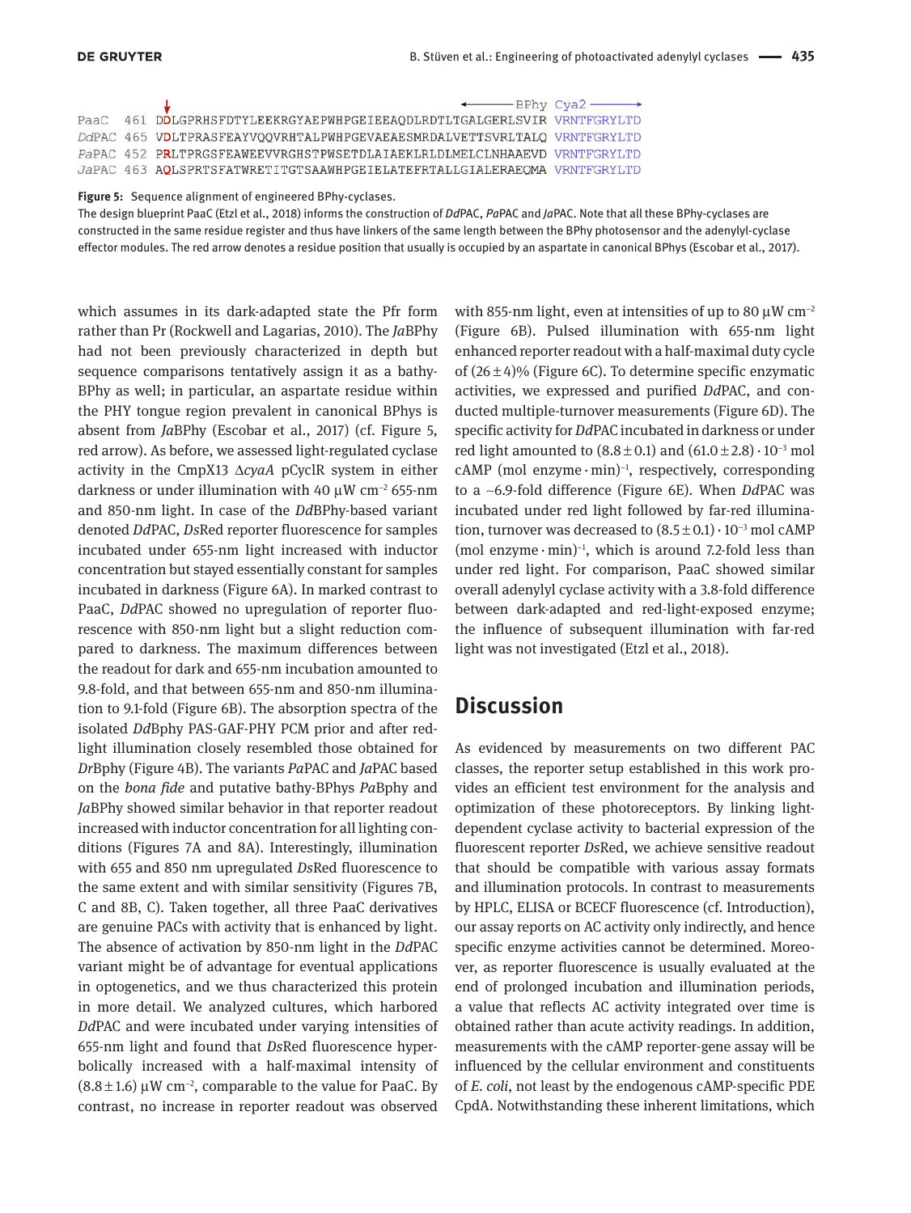```
                                                              ←——— BPhy Cya2 ———→
PaaC   461 DDLGPRHSFDTYLEEKRGYAEPWHPGEIEEAQDLRDTLTGALGERLSVIR VRNTFGRYLTD
DdPAC  465 VDLTPRASFEAYVQQVRHTALPWHPGEVAEAESMRDALVETTSVRLTALQ VRNTFGRYLTD
PaPAC  452 PRLTPRGSFEAWEEVVRGHSTPWSETDLAIAEKLRLDLMELCLNHAAEVD VRNTFGRYLTD
JaPAC  463 AQLSPRTSFATWRETITGTSAAWHPGEIELATEFRTALLGIALERAEQMA VRNTFGRYLTD
```

**Figure 5:** Sequence alignment of engineered BPhy-cyclases.
The design blueprint PaaC (Etzl et al., 2018) informs the construction of *Dd*PAC, *Pa*PAC and *Ja*PAC. Note that all these BPhy-cyclases are constructed in the same residue register and thus have linkers of the same length between the BPhy photosensor and the adenylyl-cyclase effector modules. The red arrow denotes a residue position that usually is occupied by an aspartate in canonical BPhys (Escobar et al., 2017).

which assumes in its dark-adapted state the Pfr form rather than Pr (Rockwell and Lagarias, 2010). The *Ja*BPhy had not been previously characterized in depth but sequence comparisons tentatively assign it as a bathy-BPhy as well; in particular, an aspartate residue within the PHY tongue region prevalent in canonical BPhys is absent from *Ja*BPhy (Escobar et al., 2017) (cf. Figure 5, red arrow). As before, we assessed light-regulated cyclase activity in the CmpX13 Δ*cyaA* pCyclR system in either darkness or under illumination with 40 μW cm$^{-2}$ 655-nm and 850-nm light. In case of the *Dd*BPhy-based variant denoted *Dd*PAC, *Ds*Red reporter fluorescence for samples incubated under 655-nm light increased with inductor concentration but stayed essentially constant for samples incubated in darkness (Figure 6A). In marked contrast to PaaC, *Dd*PAC showed no upregulation of reporter fluorescence with 850-nm light but a slight reduction compared to darkness. The maximum differences between the readout for dark and 655-nm incubation amounted to 9.8-fold, and that between 655-nm and 850-nm illumination to 9.1-fold (Figure 6B). The absorption spectra of the isolated *Dd*Bphy PAS-GAF-PHY PCM prior and after red-light illumination closely resembled those obtained for *Dr*Bphy (Figure 4B). The variants *Pa*PAC and *Ja*PAC based on the *bona fide* and putative bathy-BPhys *Pa*Bphy and *Ja*BPhy showed similar behavior in that reporter readout increased with inductor concentration for all lighting conditions (Figures 7A and 8A). Interestingly, illumination with 655 and 850 nm upregulated *Ds*Red fluorescence to the same extent and with similar sensitivity (Figures 7B, C and 8B, C). Taken together, all three PaaC derivatives are genuine PACs with activity that is enhanced by light. The absence of activation by 850-nm light in the *Dd*PAC variant might be of advantage for eventual applications in optogenetics, and we thus characterized this protein in more detail. We analyzed cultures, which harbored *Dd*PAC and were incubated under varying intensities of 655-nm light and found that *Ds*Red fluorescence hyperbolically increased with a half-maximal intensity of (8.8 ± 1.6) μW cm$^{-2}$, comparable to the value for PaaC. By contrast, no increase in reporter readout was observed with 855-nm light, even at intensities of up to 80 μW cm$^{-2}$ (Figure 6B). Pulsed illumination with 655-nm light enhanced reporter readout with a half-maximal duty cycle of (26 ± 4)% (Figure 6C). To determine specific enzymatic activities, we expressed and purified *Dd*PAC, and conducted multiple-turnover measurements (Figure 6D). The specific activity for *Dd*PAC incubated in darkness or under red light amounted to (8.8 ± 0.1) and (61.0 ± 2.8) · 10$^{-3}$ mol cAMP (mol enzyme · min)$^{-1}$, respectively, corresponding to a ~6.9-fold difference (Figure 6E). When *Dd*PAC was incubated under red light followed by far-red illumination, turnover was decreased to (8.5 ± 0.1) · 10$^{-3}$ mol cAMP (mol enzyme · min)$^{-1}$, which is around 7.2-fold less than under red light. For comparison, PaaC showed similar overall adenylyl cyclase activity with a 3.8-fold difference between dark-adapted and red-light-exposed enzyme; the influence of subsequent illumination with far-red light was not investigated (Etzl et al., 2018).

## Discussion

As evidenced by measurements on two different PAC classes, the reporter setup established in this work provides an efficient test environment for the analysis and optimization of these photoreceptors. By linking light-dependent cyclase activity to bacterial expression of the fluorescent reporter *Ds*Red, we achieve sensitive readout that should be compatible with various assay formats and illumination protocols. In contrast to measurements by HPLC, ELISA or BCECF fluorescence (cf. Introduction), our assay reports on AC activity only indirectly, and hence specific enzyme activities cannot be determined. Moreover, as reporter fluorescence is usually evaluated at the end of prolonged incubation and illumination periods, a value that reflects AC activity integrated over time is obtained rather than acute activity readings. In addition, measurements with the cAMP reporter-gene assay will be influenced by the cellular environment and constituents of *E. coli*, not least by the endogenous cAMP-specific PDE CpdA. Notwithstanding these inherent limitations, which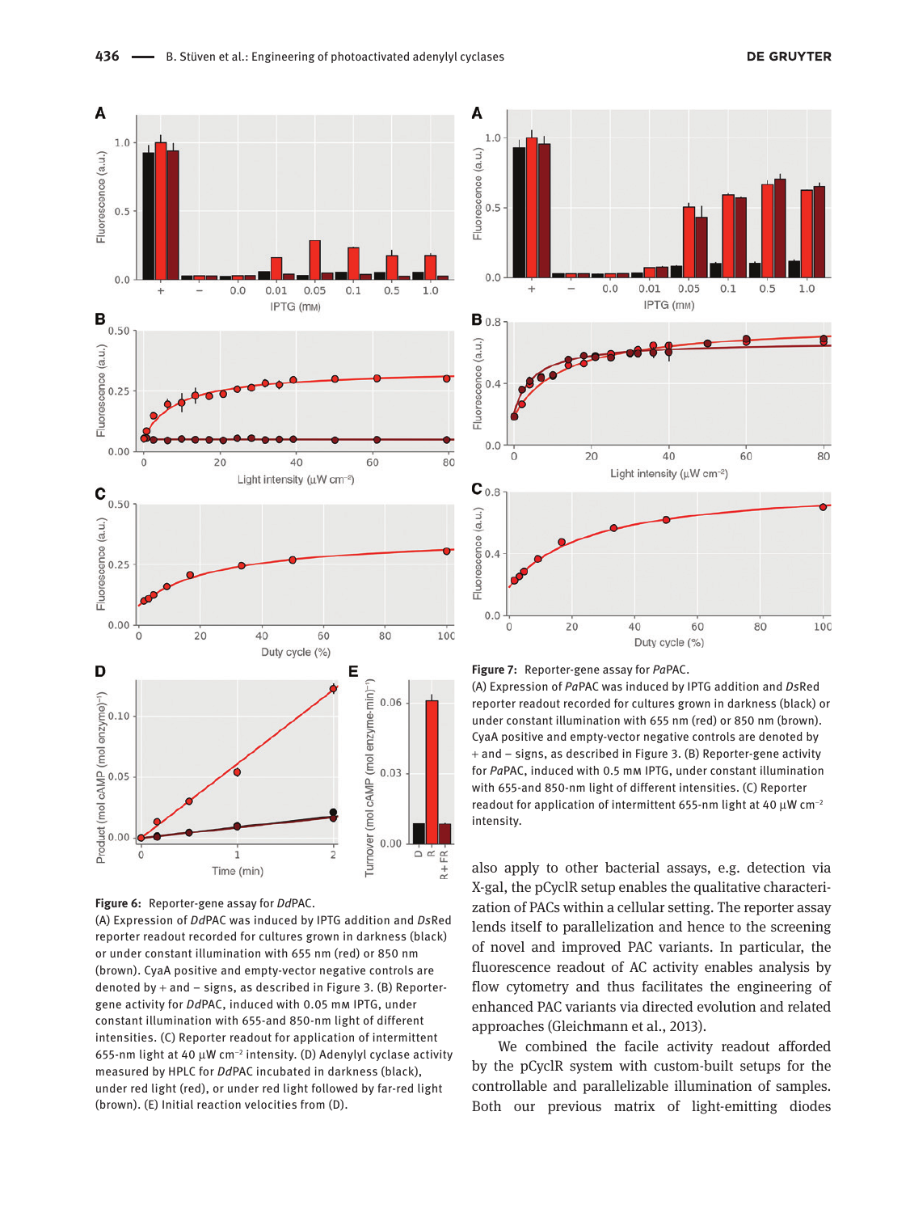**Figure 6:** Reporter-gene assay for *Dd*PAC.
(A) Expression of *Dd*PAC was induced by IPTG addition and *Ds*Red reporter readout recorded for cultures grown in darkness (black) or under constant illumination with 655 nm (red) or 850 nm (brown). CyaA positive and empty-vector negative controls are denoted by + and – signs, as described in Figure 3. (B) Reporter-gene activity for *Dd*PAC, induced with 0.05 mM IPTG, under constant illumination with 655-and 850-nm light of different intensities. (C) Reporter readout for application of intermittent 655-nm light at 40 μW cm$^{-2}$ intensity. (D) Adenylyl cyclase activity measured by HPLC for *Dd*PAC incubated in darkness (black), under red light (red), or under red light followed by far-red light (brown). (E) Initial reaction velocities from (D).

**Figure 7:** Reporter-gene assay for *Pa*PAC.
(A) Expression of *Pa*PAC was induced by IPTG addition and *Ds*Red reporter readout recorded for cultures grown in darkness (black) or under constant illumination with 655 nm (red) or 850 nm (brown). CyaA positive and empty-vector negative controls are denoted by + and – signs, as described in Figure 3. (B) Reporter-gene activity for *Pa*PAC, induced with 0.5 mM IPTG, under constant illumination with 655-and 850-nm light of different intensities. (C) Reporter readout for application of intermittent 655-nm light at 40 μW cm$^{-2}$ intensity.

also apply to other bacterial assays, e.g. detection via X-gal, the pCyclR setup enables the qualitative characterization of PACs within a cellular setting. The reporter assay lends itself to parallelization and hence to the screening of novel and improved PAC variants. In particular, the fluorescence readout of AC activity enables analysis by flow cytometry and thus facilitates the engineering of enhanced PAC variants via directed evolution and related approaches (Gleichmann et al., 2013).

We combined the facile activity readout afforded by the pCyclR system with custom-built setups for the controllable and parallelizable illumination of samples. Both our previous matrix of light-emitting diodes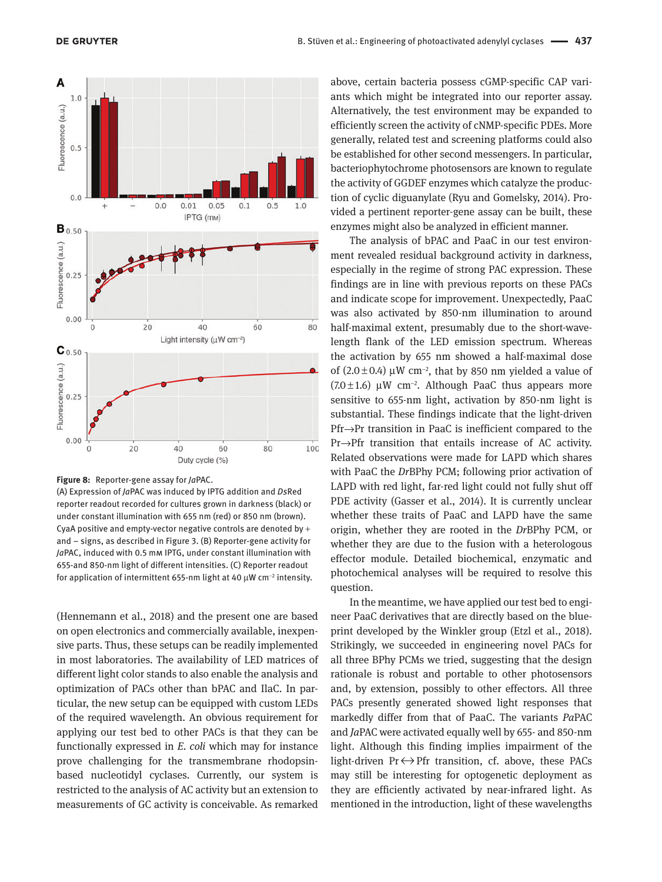**Figure 8:** Reporter-gene assay for *Ja*PAC.
(A) Expression of *Ja*PAC was induced by IPTG addition and *Ds*Red reporter readout recorded for cultures grown in darkness (black) or under constant illumination with 655 nm (red) or 850 nm (brown). CyaA positive and empty-vector negative controls are denoted by + and – signs, as described in Figure 3. (B) Reporter-gene activity for *Ja*PAC, induced with 0.5 mM IPTG, under constant illumination with 655-and 850-nm light of different intensities. (C) Reporter readout for application of intermittent 655-nm light at 40 μW cm$^{-2}$ intensity.

(Hennemann et al., 2018) and the present one are based on open electronics and commercially available, inexpensive parts. Thus, these setups can be readily implemented in most laboratories. The availability of LED matrices of different light color stands to also enable the analysis and optimization of PACs other than bPAC and IlaC. In particular, the new setup can be equipped with custom LEDs of the required wavelength. An obvious requirement for applying our test bed to other PACs is that they can be functionally expressed in *E. coli* which may for instance prove challenging for the transmembrane rhodopsin-based nucleotidyl cyclases. Currently, our system is restricted to the analysis of AC activity but an extension to measurements of GC activity is conceivable. As remarked above, certain bacteria possess cGMP-specific CAP variants which might be integrated into our reporter assay. Alternatively, the test environment may be expanded to efficiently screen the activity of cNMP-specific PDEs. More generally, related test and screening platforms could also be established for other second messengers. In particular, bacteriophytochrome photosensors are known to regulate the activity of GGDEF enzymes which catalyze the production of cyclic diguanylate (Ryu and Gomelsky, 2014). Provided a pertinent reporter-gene assay can be built, these enzymes might also be analyzed in efficient manner.

The analysis of bPAC and PaaC in our test environment revealed residual background activity in darkness, especially in the regime of strong PAC expression. These findings are in line with previous reports on these PACs and indicate scope for improvement. Unexpectedly, PaaC was also activated by 850-nm illumination to around half-maximal extent, presumably due to the short-wavelength flank of the LED emission spectrum. Whereas the activation by 655 nm showed a half-maximal dose of (2.0 ± 0.4) μW cm$^{-2}$, that by 850 nm yielded a value of (7.0 ± 1.6) μW cm$^{-2}$. Although PaaC thus appears more sensitive to 655-nm light, activation by 850-nm light is substantial. These findings indicate that the light-driven Pfr→Pr transition in PaaC is inefficient compared to the Pr→Pfr transition that entails increase of AC activity. Related observations were made for LAPD which shares with PaaC the *Dr*BPhy PCM; following prior activation of LAPD with red light, far-red light could not fully shut off PDE activity (Gasser et al., 2014). It is currently unclear whether these traits of PaaC and LAPD have the same origin, whether they are rooted in the *Dr*BPhy PCM, or whether they are due to the fusion with a heterologous effector module. Detailed biochemical, enzymatic and photochemical analyses will be required to resolve this question.

In the meantime, we have applied our test bed to engineer PaaC derivatives that are directly based on the blueprint developed by the Winkler group (Etzl et al., 2018). Strikingly, we succeeded in engineering novel PACs for all three BPhy PCMs we tried, suggesting that the design rationale is robust and portable to other photosensors and, by extension, possibly to other effectors. All three PACs presently generated showed light responses that markedly differ from that of PaaC. The variants *Pa*PAC and *Ja*PAC were activated equally well by 655- and 850-nm light. Although this finding implies impairment of the light-driven Pr↔Pfr transition, cf. above, these PACs may still be interesting for optogenetic deployment as they are efficiently activated by near-infrared light. As mentioned in the introduction, light of these wavelengths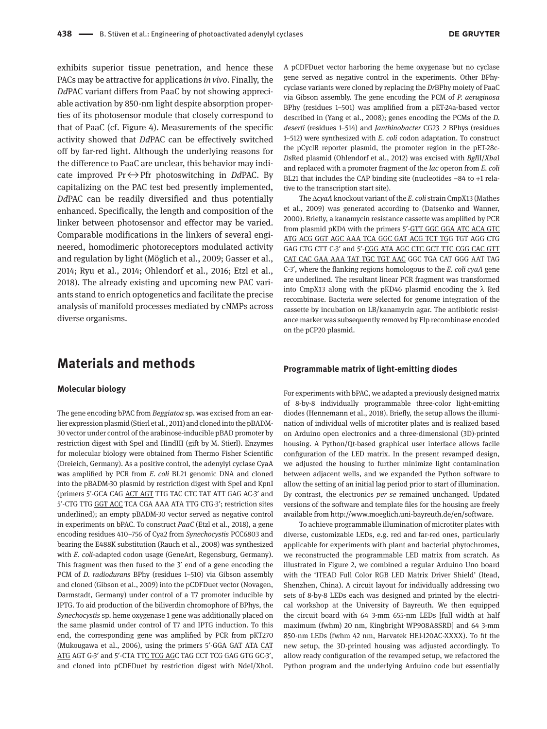exhibits superior tissue penetration, and hence these PACs may be attractive for applications *in vivo*. Finally, the *Dd*PAC variant differs from PaaC by not showing appreciable activation by 850-nm light despite absorption properties of its photosensor module that closely correspond to that of PaaC (cf. Figure 4). Measurements of the specific activity showed that *Dd*PAC can be effectively switched off by far-red light. Although the underlying reasons for the difference to PaaC are unclear, this behavior may indicate improved Pr ↔ Pfr photoswitching in *Dd*PAC. By capitalizing on the PAC test bed presently implemented, *Dd*PAC can be readily diversified and thus potentially enhanced. Specifically, the length and composition of the linker between photosensor and effector may be varied. Comparable modifications in the linkers of several engineered, homodimeric photoreceptors modulated activity and regulation by light (Möglich et al., 2009; Gasser et al., 2014; Ryu et al., 2014; Ohlendorf et al., 2016; Etzl et al., 2018). The already existing and upcoming new PAC variants stand to enrich optogenetics and facilitate the precise analysis of manifold processes mediated by cNMPs across diverse organisms.

# Materials and methods

### Molecular biology

The gene encoding bPAC from *Beggiatoa* sp. was excised from an earlier expression plasmid (Stierl et al., 2011) and cloned into the pBADM-30 vector under control of the arabinose-inducible pBAD promoter by restriction digest with SpeI and HindIII (gift by M. Stierl). Enzymes for molecular biology were obtained from Thermo Fisher Scientific (Dreieich, Germany). As a positive control, the adenylyl cyclase CyaA was amplified by PCR from *E. coli* BL21 genomic DNA and cloned into the pBADM-30 plasmid by restriction digest with SpeI and KpnI (primers 5′-GCA CAG <u>ACT AGT</u> TTG TAC CTC TAT ATT GAG AC-3′ and 5′-CTG TTG <u>GGT ACC</u> TCA CGA AAA ATA TTG CTG-3′; restriction sites underlined); an empty pBADM-30 vector served as negative control in experiments on bPAC. To construct *PaaC* (Etzl et al., 2018), a gene encoding residues 410–756 of Cya2 from *Synechocystis* PCC6803 and bearing the E488K substitution (Rauch et al., 2008) was synthesized with *E. coli*-adapted codon usage (GeneArt, Regensburg, Germany). This fragment was then fused to the 3′ end of a gene encoding the PCM of *D. radiodurans* BPhy (residues 1–510) via Gibson assembly and cloned (Gibson et al., 2009) into the pCDFDuet vector (Novagen, Darmstadt, Germany) under control of a T7 promoter inducible by IPTG. To aid production of the biliverdin chromophore of BPhys, the *Synechocystis* sp. heme oxygenase 1 gene was additionally placed on the same plasmid under control of T7 and IPTG induction. To this end, the corresponding gene was amplified by PCR from pKT270 (Mukougawa et al., 2006), using the primers 5′-GGA GAT ATA <u>CAT ATG</u> AGT G-3′ and 5′-CTA TT<u>C TCG AG</u>C TAG CCT TCG GAG GTG GC-3′, and cloned into pCDFDuet by restriction digest with NdeI/XhoI. A pCDFDuet vector harboring the heme oxygenase but no cyclase gene served as negative control in the experiments. Other BPhy-cyclase variants were cloned by replacing the *Dr*BPhy moiety of PaaC via Gibson assembly. The gene encoding the PCM of *P. aeruginosa* BPhy (residues 1–501) was amplified from a pET-24a-based vector described in (Yang et al., 2008); genes encoding the PCMs of the *D. deserti* (residues 1–514) and *Janthinobacter* CG23_2 BPhys (residues 1–512) were synthesized with *E. coli* codon adaptation. To construct the pCyclR reporter plasmid, the promoter region in the pET-28c-*Ds*Red plasmid (Ohlendorf et al., 2012) was excised with *Bgl*II/*Xba*I and replaced with a promoter fragment of the *lac* operon from *E. coli* BL21 that includes the CAP binding site (nucleotides −84 to +1 relative to the transcription start site).

The Δ*cyaA* knockout variant of the *E. coli* strain CmpX13 (Mathes et al., 2009) was generated according to (Datsenko and Wanner, 2000). Briefly, a kanamycin resistance cassette was amplified by PCR from plasmid pKD4 with the primers 5′-<u>GTT GGC GGA ATC ACA GTC ATG ACG GGT AGC AAA TCA GGC GAT ACG TCT TG</u>G TGT AGG CTG GAG CTG CTT C-3′ and 5′-<u>CGG ATA AGC CTC GCT TTC CGG CAC GTT CAT CAC GAA AAA TAT TGC TGT AAC</u> GGC TGA CAT GGG AAT TAG C-3′, where the flanking regions homologous to the *E. coli cyaA* gene are underlined. The resultant linear PCR fragment was transformed into CmpX13 along with the pKD46 plasmid encoding the λ Red recombinase. Bacteria were selected for genome integration of the cassette by incubation on LB/kanamycin agar. The antibiotic resistance marker was subsequently removed by Flp recombinase encoded on the pCP20 plasmid.

### Programmable matrix of light-emitting diodes

For experiments with bPAC, we adapted a previously designed matrix of 8-by-8 individually programmable three-color light-emitting diodes (Hennemann et al., 2018). Briefly, the setup allows the illumination of individual wells of microtiter plates and is realized based on Arduino open electronics and a three-dimensional (3D)-printed housing. A Python/Qt-based graphical user interface allows facile configuration of the LED matrix. In the present revamped design, we adjusted the housing to further minimize light contamination between adjacent wells, and we expanded the Python software to allow the setting of an initial lag period prior to start of illumination. By contrast, the electronics *per se* remained unchanged. Updated versions of the software and template files for the housing are freely available from http://www.moeglich.uni-bayreuth.de/en/software.

To achieve programmable illumination of microtiter plates with diverse, customizable LEDs, e.g. red and far-red ones, particularly applicable for experiments with plant and bacterial phytochromes, we reconstructed the programmable LED matrix from scratch. As illustrated in Figure 2, we combined a regular Arduino Uno board with the 'ITEAD Full Color RGB LED Matrix Driver Shield' (Itead, Shenzhen, China). A circuit layout for individually addressing two sets of 8-by-8 LEDs each was designed and printed by the electrical workshop at the University of Bayreuth. We then equipped the circuit board with 64 3-mm 655-nm LEDs [full width at half maximum (fwhm) 20 nm, Kingbright WP908A8SRD] and 64 3-mm 850-nm LEDs (fwhm 42 nm, Harvatek HE1-120AC-XXXX). To fit the new setup, the 3D-printed housing was adjusted accordingly. To allow ready configuration of the revamped setup, we refactored the Python program and the underlying Arduino code but essentially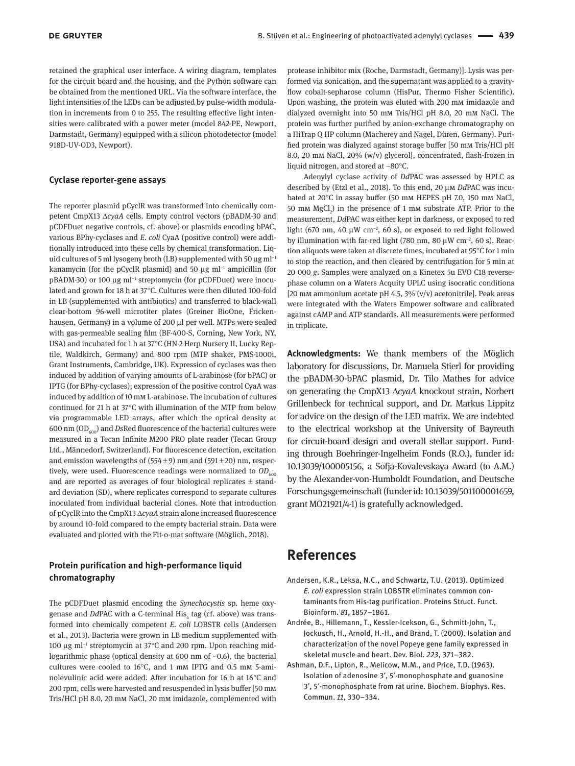retained the graphical user interface. A wiring diagram, templates for the circuit board and the housing, and the Python software can be obtained from the mentioned URL. Via the software interface, the light intensities of the LEDs can be adjusted by pulse-width modulation in increments from 0 to 255. The resulting effective light intensities were calibrated with a power meter (model 842-PE, Newport, Darmstadt, Germany) equipped with a silicon photodetector (model 918D-UV-OD3, Newport).

### Cyclase reporter-gene assays

The reporter plasmid pCyclR was transformed into chemically competent CmpX13 Δ*cyaA* cells. Empty control vectors (pBADM-30 and pCDFDuet negative controls, cf. above) or plasmids encoding bPAC, various BPhy-cyclases and *E. coli* CyaA (positive control) were additionally introduced into these cells by chemical transformation. Liquid cultures of 5 ml lysogeny broth (LB) supplemented with 50 μg ml$^{-1}$ kanamycin (for the pCyclR plasmid) and 50 μg ml$^{-1}$ ampicillin (for pBADM-30) or 100 μg ml$^{-1}$ streptomycin (for pCDFDuet) were inoculated and grown for 18 h at 37°C. Cultures were then diluted 100-fold in LB (supplemented with antibiotics) and transferred to black-wall clear-bottom 96-well microtiter plates (Greiner BioOne, Frickenhausen, Germany) in a volume of 200 μl per well. MTPs were sealed with gas-permeable sealing film (BF-400-S, Corning, New York, NY, USA) and incubated for 1 h at 37°C (HN-2 Herp Nursery II, Lucky Reptile, Waldkirch, Germany) and 800 rpm (MTP shaker, PMS-1000i, Grant Instruments, Cambridge, UK). Expression of cyclases was then induced by addition of varying amounts of L-arabinose (for bPAC) or IPTG (for BPhy-cyclases); expression of the positive control CyaA was induced by addition of 10 mM L-arabinose. The incubation of cultures continued for 21 h at 37°C with illumination of the MTP from below via programmable LED arrays, after which the optical density at 600 nm ($OD_{600}$) and *Ds*Red fluorescence of the bacterial cultures were measured in a Tecan Infinite M200 PRO plate reader (Tecan Group Ltd., Männedorf, Switzerland). For fluorescence detection, excitation and emission wavelengths of (554 ± 9) nm and (591 ± 20) nm, respectively, were used. Fluorescence readings were normalized to $OD_{600}$ and are reported as averages of four biological replicates ± standard deviation (SD), where replicates correspond to separate cultures inoculated from individual bacterial clones. Note that introduction of pCyclR into the CmpX13 Δ*cyaA* strain alone increased fluorescence by around 10-fold compared to the empty bacterial strain. Data were evaluated and plotted with the Fit-o-mat software (Möglich, 2018).

### Protein purification and high-performance liquid chromatography

The pCDFDuet plasmid encoding the *Synechocystis* sp. heme oxygenase and *Dd*PAC with a C-terminal $His_6$ tag (cf. above) was transformed into chemically competent *E. coli* LOBSTR cells (Andersen et al., 2013). Bacteria were grown in LB medium supplemented with 100 μg ml$^{-1}$ streptomycin at 37°C and 200 rpm. Upon reaching mid-logarithmic phase (optical density at 600 nm of ~0.6), the bacterial cultures were cooled to 16°C, and 1 mM IPTG and 0.5 mM 5-aminolevulinic acid were added. After incubation for 16 h at 16°C and 200 rpm, cells were harvested and resuspended in lysis buffer [50 mM Tris/HCl pH 8.0, 20 mM NaCl, 20 mM imidazole, complemented with protease inhibitor mix (Roche, Darmstadt, Germany)]. Lysis was performed via sonication, and the supernatant was applied to a gravity-flow cobalt-sepharose column (HisPur, Thermo Fisher Scientific). Upon washing, the protein was eluted with 200 mM imidazole and dialyzed overnight into 50 mM Tris/HCl pH 8.0, 20 mM NaCl. The protein was further purified by anion-exchange chromatography on a HiTrap Q HP column (Macherey and Nagel, Düren, Germany). Purified protein was dialyzed against storage buffer [50 mM Tris/HCl pH 8.0, 20 mM NaCl, 20% (w/v) glycerol], concentrated, flash-frozen in liquid nitrogen, and stored at −80°C.

Adenylyl cyclase activity of *Dd*PAC was assessed by HPLC as described by (Etzl et al., 2018). To this end, 20 μM *Dd*PAC was incubated at 20°C in assay buffer (50 mM HEPES pH 7.0, 150 mM NaCl, 50 mM $MgCl_2$) in the presence of 1 mM substrate ATP. Prior to the measurement, *Dd*PAC was either kept in darkness, or exposed to red light (670 nm, 40 μW cm$^{-2}$, 60 s), or exposed to red light followed by illumination with far-red light (780 nm, 80 μW cm$^{-2}$, 60 s). Reaction aliquots were taken at discrete times, incubated at 95°C for 1 min to stop the reaction, and then cleared by centrifugation for 5 min at 20 000 *g*. Samples were analyzed on a Kinetex 5u EVO C18 reverse-phase column on a Waters Acquity UPLC using isocratic conditions [20 mM ammonium acetate pH 4.5, 3% (v/v) acetonitrile]. Peak areas were integrated with the Waters Empower software and calibrated against cAMP and ATP standards. All measurements were performed in triplicate.

**Acknowledgments:** We thank members of the Möglich laboratory for discussions, Dr. Manuela Stierl for providing the pBADM-30-bPAC plasmid, Dr. Tilo Mathes for advice on generating the CmpX13 Δ*cyaA* knockout strain, Norbert Grillenbeck for technical support, and Dr. Markus Lippitz for advice on the design of the LED matrix. We are indebted to the electrical workshop at the University of Bayreuth for circuit-board design and overall stellar support. Funding through Boehringer-Ingelheim Fonds (R.O.), funder id: 10.13039/100005156, a Sofja-Kovalevskaya Award (to A.M.) by the Alexander-von-Humboldt Foundation, and Deutsche Forschungsgemeinschaft (funder id: 10.13039/501100001659, grant MO21921/4-1) is gratefully acknowledged.

## References

Andersen, K.R., Leksa, N.C., and Schwartz, T.U. (2013). Optimized *E. coli* expression strain LOBSTR eliminates common contaminants from His-tag purification. Proteins Struct. Funct. Bioinform. *81*, 1857–1861.

Andrée, B., Hillemann, T., Kessler-Icekson, G., Schmitt-John, T., Jockusch, H., Arnold, H.-H., and Brand, T. (2000). Isolation and characterization of the novel Popeye gene family expressed in skeletal muscle and heart. Dev. Biol. *223*, 371–382.

Ashman, D.F., Lipton, R., Melicow, M.M., and Price, T.D. (1963). Isolation of adenosine 3′, 5′-monophosphate and guanosine 3′, 5′-monophosphate from rat urine. Biochem. Biophys. Res. Commun. *11*, 330–334.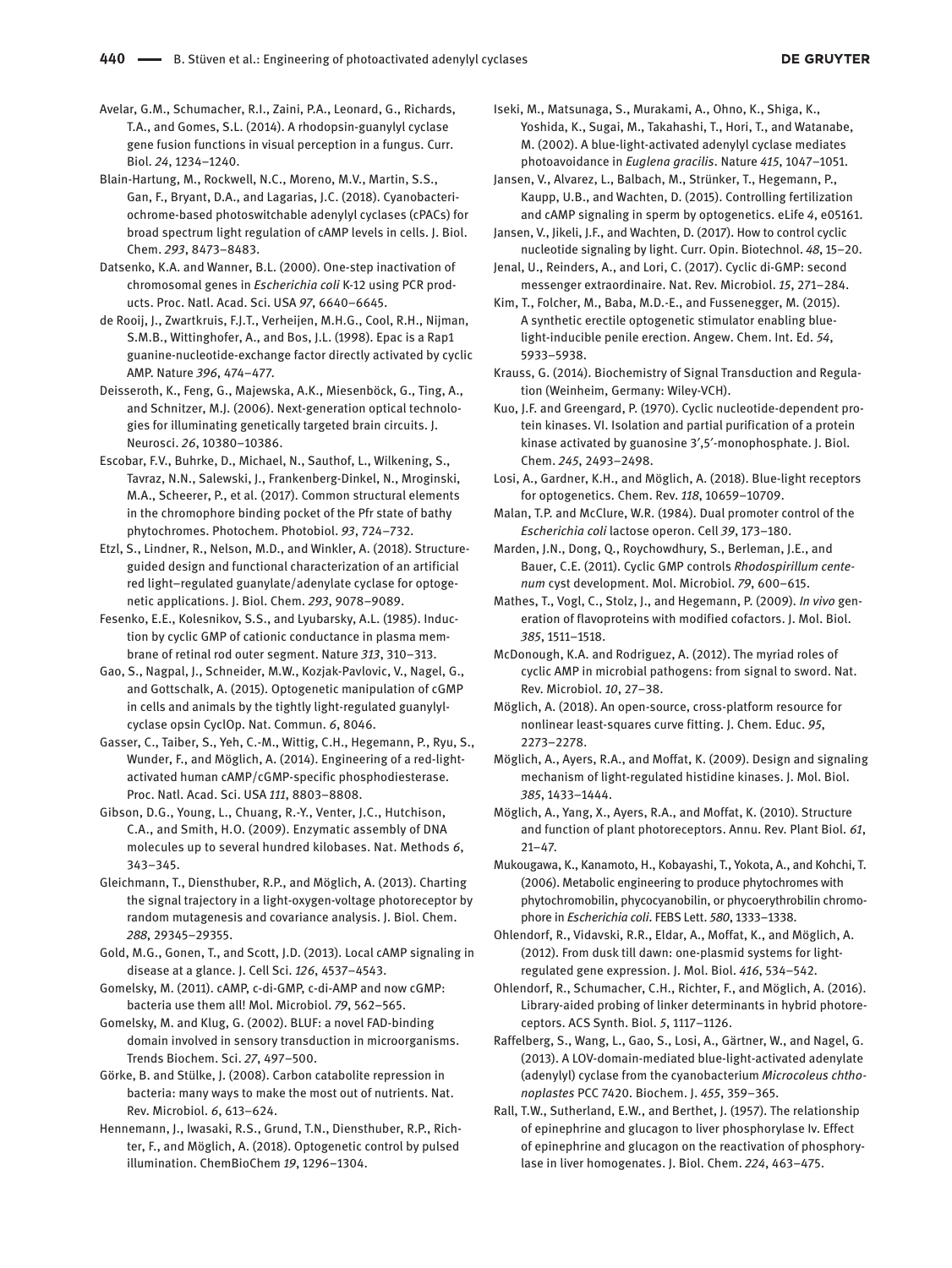Avelar, G.M., Schumacher, R.I., Zaini, P.A., Leonard, G., Richards, T.A., and Gomes, S.L. (2014). A rhodopsin-guanylyl cyclase gene fusion functions in visual perception in a fungus. Curr. Biol. *24*, 1234–1240.

Blain-Hartung, M., Rockwell, N.C., Moreno, M.V., Martin, S.S., Gan, F., Bryant, D.A., and Lagarias, J.C. (2018). Cyanobacteriochrome-based photoswitchable adenylyl cyclases (cPACs) for broad spectrum light regulation of cAMP levels in cells. J. Biol. Chem. *293*, 8473–8483.

Datsenko, K.A. and Wanner, B.L. (2000). One-step inactivation of chromosomal genes in *Escherichia coli* K-12 using PCR products. Proc. Natl. Acad. Sci. USA *97*, 6640–6645.

de Rooij, J., Zwartkruis, F.J.T., Verheijen, M.H.G., Cool, R.H., Nijman, S.M.B., Wittinghofer, A., and Bos, J.L. (1998). Epac is a Rap1 guanine-nucleotide-exchange factor directly activated by cyclic AMP. Nature *396*, 474–477.

Deisseroth, K., Feng, G., Majewska, A.K., Miesenböck, G., Ting, A., and Schnitzer, M.J. (2006). Next-generation optical technologies for illuminating genetically targeted brain circuits. J. Neurosci. *26*, 10380–10386.

Escobar, F.V., Buhrke, D., Michael, N., Sauthof, L., Wilkening, S., Tavraz, N.N., Salewski, J., Frankenberg-Dinkel, N., Mroginski, M.A., Scheerer, P., et al. (2017). Common structural elements in the chromophore binding pocket of the Pfr state of bathy phytochromes. Photochem. Photobiol. *93*, 724–732.

Etzl, S., Lindner, R., Nelson, M.D., and Winkler, A. (2018). Structure-guided design and functional characterization of an artificial red light–regulated guanylate/adenylate cyclase for optogenetic applications. J. Biol. Chem. *293*, 9078–9089.

Fesenko, E.E., Kolesnikov, S.S., and Lyubarsky, A.L. (1985). Induction by cyclic GMP of cationic conductance in plasma membrane of retinal rod outer segment. Nature *313*, 310–313.

Gao, S., Nagpal, J., Schneider, M.W., Kozjak-Pavlovic, V., Nagel, G., and Gottschalk, A. (2015). Optogenetic manipulation of cGMP in cells and animals by the tightly light-regulated guanylyl-cyclase opsin CyclOp. Nat. Commun. *6*, 8046.

Gasser, C., Taiber, S., Yeh, C.-M., Wittig, C.H., Hegemann, P., Ryu, S., Wunder, F., and Möglich, A. (2014). Engineering of a red-light-activated human cAMP/cGMP-specific phosphodiesterase. Proc. Natl. Acad. Sci. USA *111*, 8803–8808.

Gibson, D.G., Young, L., Chuang, R.-Y., Venter, J.C., Hutchison, C.A., and Smith, H.O. (2009). Enzymatic assembly of DNA molecules up to several hundred kilobases. Nat. Methods *6*, 343–345.

Gleichmann, T., Diensthuber, R.P., and Möglich, A. (2013). Charting the signal trajectory in a light-oxygen-voltage photoreceptor by random mutagenesis and covariance analysis. J. Biol. Chem. *288*, 29345–29355.

Gold, M.G., Gonen, T., and Scott, J.D. (2013). Local cAMP signaling in disease at a glance. J. Cell Sci. *126*, 4537–4543.

Gomelsky, M. (2011). cAMP, c-di-GMP, c-di-AMP and now cGMP: bacteria use them all! Mol. Microbiol. *79*, 562–565.

Gomelsky, M. and Klug, G. (2002). BLUF: a novel FAD-binding domain involved in sensory transduction in microorganisms. Trends Biochem. Sci. *27*, 497–500.

Görke, B. and Stülke, J. (2008). Carbon catabolite repression in bacteria: many ways to make the most out of nutrients. Nat. Rev. Microbiol. *6*, 613–624.

Hennemann, J., Iwasaki, R.S., Grund, T.N., Diensthuber, R.P., Richter, F., and Möglich, A. (2018). Optogenetic control by pulsed illumination. ChemBioChem *19*, 1296–1304.

Iseki, M., Matsunaga, S., Murakami, A., Ohno, K., Shiga, K., Yoshida, K., Sugai, M., Takahashi, T., Hori, T., and Watanabe, M. (2002). A blue-light-activated adenylyl cyclase mediates photoavoidance in *Euglena gracilis*. Nature *415*, 1047–1051.

Jansen, V., Alvarez, L., Balbach, M., Strünker, T., Hegemann, P., Kaupp, U.B., and Wachten, D. (2015). Controlling fertilization and cAMP signaling in sperm by optogenetics. eLife *4*, e05161.

Jansen, V., Jikeli, J.F., and Wachten, D. (2017). How to control cyclic nucleotide signaling by light. Curr. Opin. Biotechnol. *48*, 15–20.

Jenal, U., Reinders, A., and Lori, C. (2017). Cyclic di-GMP: second messenger extraordinaire. Nat. Rev. Microbiol. *15*, 271–284.

Kim, T., Folcher, M., Baba, M.D.-E., and Fussenegger, M. (2015). A synthetic erectile optogenetic stimulator enabling blue-light-inducible penile erection. Angew. Chem. Int. Ed. *54*, 5933–5938.

Krauss, G. (2014). Biochemistry of Signal Transduction and Regulation (Weinheim, Germany: Wiley-VCH).

Kuo, J.F. and Greengard, P. (1970). Cyclic nucleotide-dependent protein kinases. VI. Isolation and partial purification of a protein kinase activated by guanosine 3′,5′-monophosphate. J. Biol. Chem. *245*, 2493–2498.

Losi, A., Gardner, K.H., and Möglich, A. (2018). Blue-light receptors for optogenetics. Chem. Rev. *118*, 10659–10709.

Malan, T.P. and McClure, W.R. (1984). Dual promoter control of the *Escherichia coli* lactose operon. Cell *39*, 173–180.

Marden, J.N., Dong, Q., Roychowdhury, S., Berleman, J.E., and Bauer, C.E. (2011). Cyclic GMP controls *Rhodospirillum centenum* cyst development. Mol. Microbiol. *79*, 600–615.

Mathes, T., Vogl, C., Stolz, J., and Hegemann, P. (2009). *In vivo* generation of flavoproteins with modified cofactors. J. Mol. Biol. *385*, 1511–1518.

McDonough, K.A. and Rodriguez, A. (2012). The myriad roles of cyclic AMP in microbial pathogens: from signal to sword. Nat. Rev. Microbiol. *10*, 27–38.

Möglich, A. (2018). An open-source, cross-platform resource for nonlinear least-squares curve fitting. J. Chem. Educ. *95*, 2273–2278.

Möglich, A., Ayers, R.A., and Moffat, K. (2009). Design and signaling mechanism of light-regulated histidine kinases. J. Mol. Biol. *385*, 1433–1444.

Möglich, A., Yang, X., Ayers, R.A., and Moffat, K. (2010). Structure and function of plant photoreceptors. Annu. Rev. Plant Biol. *61*, 21–47.

Mukougawa, K., Kanamoto, H., Kobayashi, T., Yokota, A., and Kohchi, T. (2006). Metabolic engineering to produce phytochromes with phytochromobilin, phycocyanobilin, or phycoerythrobilin chromophore in *Escherichia coli*. FEBS Lett. *580*, 1333–1338.

Ohlendorf, R., Vidavski, R.R., Eldar, A., Moffat, K., and Möglich, A. (2012). From dusk till dawn: one-plasmid systems for light-regulated gene expression. J. Mol. Biol. *416*, 534–542.

Ohlendorf, R., Schumacher, C.H., Richter, F., and Möglich, A. (2016). Library-aided probing of linker determinants in hybrid photoreceptors. ACS Synth. Biol. *5*, 1117–1126.

Raffelberg, S., Wang, L., Gao, S., Losi, A., Gärtner, W., and Nagel, G. (2013). A LOV-domain-mediated blue-light-activated adenylate (adenylyl) cyclase from the cyanobacterium *Microcoleus chthonoplastes* PCC 7420. Biochem. J. *455*, 359–365.

Rall, T.W., Sutherland, E.W., and Berthet, J. (1957). The relationship of epinephrine and glucagon to liver phosphorylase Iv. Effect of epinephrine and glucagon on the reactivation of phosphorylase in liver homogenates. J. Biol. Chem. *224*, 463–475.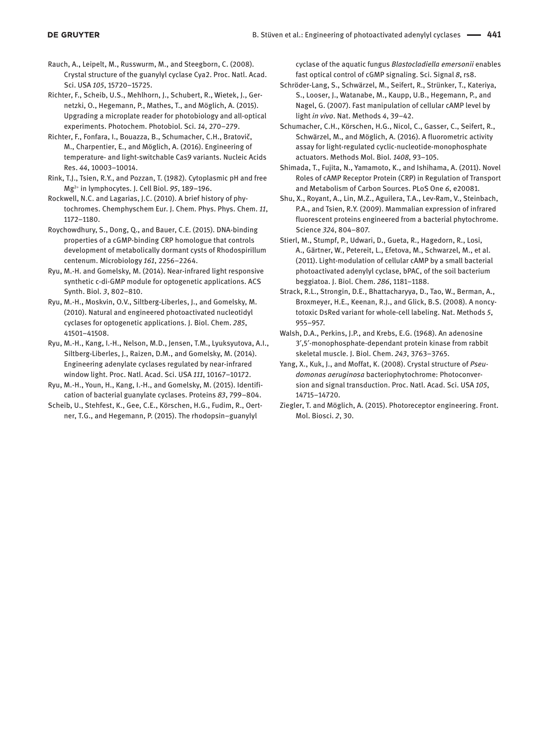Rauch, A., Leipelt, M., Russwurm, M., and Steegborn, C. (2008). Crystal structure of the guanylyl cyclase Cya2. Proc. Natl. Acad. Sci. USA *105*, 15720–15725.

Richter, F., Scheib, U.S., Mehlhorn, J., Schubert, R., Wietek, J., Gernetzki, O., Hegemann, P., Mathes, T., and Möglich, A. (2015). Upgrading a microplate reader for photobiology and all-optical experiments. Photochem. Photobiol. Sci. *14*, 270–279.

Richter, F., Fonfara, I., Bouazza, B., Schumacher, C.H., Bratovič, M., Charpentier, E., and Möglich, A. (2016). Engineering of temperature- and light-switchable Cas9 variants. Nucleic Acids Res. *44*, 10003–10014.

Rink, T.J., Tsien, R.Y., and Pozzan, T. (1982). Cytoplasmic pH and free $Mg^{2+}$ in lymphocytes. J. Cell Biol. *95*, 189–196.

Rockwell, N.C. and Lagarias, J.C. (2010). A brief history of phytochromes. Chemphyschem Eur. J. Chem. Phys. Phys. Chem. *11*, 1172–1180.

Roychowdhury, S., Dong, Q., and Bauer, C.E. (2015). DNA-binding properties of a cGMP-binding CRP homologue that controls development of metabolically dormant cysts of Rhodospirillum centenum. Microbiology *161*, 2256–2264.

Ryu, M.-H. and Gomelsky, M. (2014). Near-infrared light responsive synthetic c-di-GMP module for optogenetic applications. ACS Synth. Biol. *3*, 802–810.

Ryu, M.-H., Moskvin, O.V., Siltberg-Liberles, J., and Gomelsky, M. (2010). Natural and engineered photoactivated nucleotidyl cyclases for optogenetic applications. J. Biol. Chem. *285*, 41501–41508.

Ryu, M.-H., Kang, I.-H., Nelson, M.D., Jensen, T.M., Lyuksyutova, A.I., Siltberg-Liberles, J., Raizen, D.M., and Gomelsky, M. (2014). Engineering adenylate cyclases regulated by near-infrared window light. Proc. Natl. Acad. Sci. USA *111*, 10167–10172.

Ryu, M.-H., Youn, H., Kang, I.-H., and Gomelsky, M. (2015). Identification of bacterial guanylate cyclases. Proteins *83*, 799–804.

Scheib, U., Stehfest, K., Gee, C.E., Körschen, H.G., Fudim, R., Oertner, T.G., and Hegemann, P. (2015). The rhodopsin–guanylyl cyclase of the aquatic fungus *Blastocladiella emersonii* enables fast optical control of cGMP signaling. Sci. Signal *8*, rs8.

Schröder-Lang, S., Schwärzel, M., Seifert, R., Strünker, T., Kateriya, S., Looser, J., Watanabe, M., Kaupp, U.B., Hegemann, P., and Nagel, G. (2007). Fast manipulation of cellular cAMP level by light *in vivo*. Nat. Methods *4*, 39–42.

Schumacher, C.H., Körschen, H.G., Nicol, C., Gasser, C., Seifert, R., Schwärzel, M., and Möglich, A. (2016). A fluorometric activity assay for light-regulated cyclic-nucleotide-monophosphate actuators. Methods Mol. Biol. *1408*, 93–105.

Shimada, T., Fujita, N., Yamamoto, K., and Ishihama, A. (2011). Novel Roles of cAMP Receptor Protein (CRP) in Regulation of Transport and Metabolism of Carbon Sources. PLoS One *6*, e20081.

Shu, X., Royant, A., Lin, M.Z., Aguilera, T.A., Lev-Ram, V., Steinbach, P.A., and Tsien, R.Y. (2009). Mammalian expression of infrared fluorescent proteins engineered from a bacterial phytochrome. Science *324*, 804–807.

Stierl, M., Stumpf, P., Udwari, D., Gueta, R., Hagedorn, R., Losi, A., Gärtner, W., Petereit, L., Efetova, M., Schwarzel, M., et al. (2011). Light-modulation of cellular cAMP by a small bacterial photoactivated adenylyl cyclase, bPAC, of the soil bacterium beggiatoa. J. Biol. Chem. *286*, 1181–1188.

Strack, R.L., Strongin, D.E., Bhattacharyya, D., Tao, W., Berman, A., Broxmeyer, H.E., Keenan, R.J., and Glick, B.S. (2008). A noncytotoxic DsRed variant for whole-cell labeling. Nat. Methods *5*, 955–957.

Walsh, D.A., Perkins, J.P., and Krebs, E.G. (1968). An adenosine 3′,5′-monophosphate-dependant protein kinase from rabbit skeletal muscle. J. Biol. Chem. *243*, 3763–3765.

Yang, X., Kuk, J., and Moffat, K. (2008). Crystal structure of *Pseudomonas aeruginosa* bacteriophytochrome: Photoconversion and signal transduction. Proc. Natl. Acad. Sci. USA *105*, 14715–14720.

Ziegler, T. and Möglich, A. (2015). Photoreceptor engineering. Front. Mol. Biosci. *2*, 30.